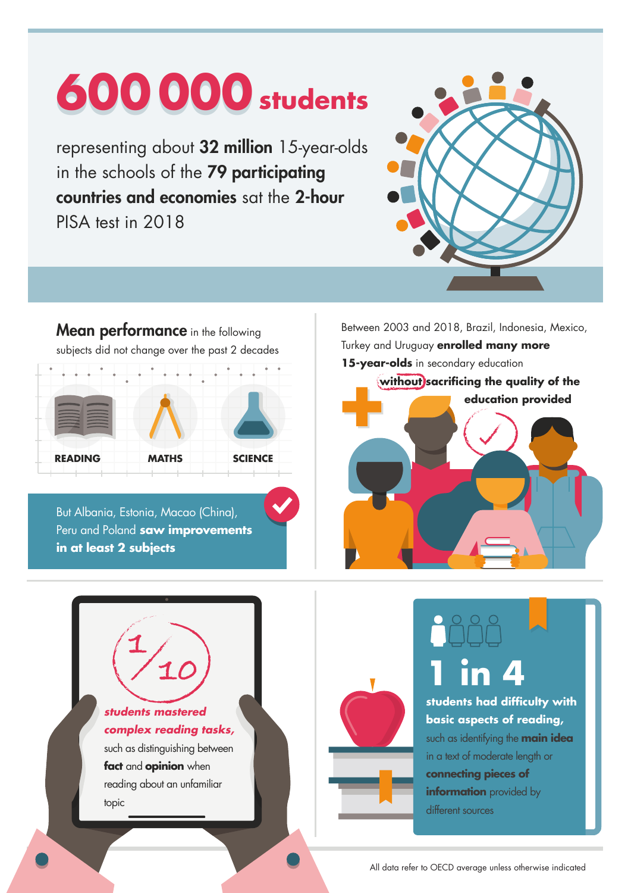# 600 000 students

representing about **32 million** 15-year-olds in the schools of the **79 participating countries and economies** sat the **2-hour** PISA test in 2018

**Mean performance** in the following subjects did not change over the past 2 decades

READING

MATHS

SCIENCE

But Albania, Estonia, Macao (China), Peru and Poland **saw improvements in at least 2 subjects**

Between 2003 and 2018, Brazil, Indonesia, Mexico, Turkey and Uruguay **enrolled many more 15-year-olds** in secondary education **without sacrificing the quality of the education provided**

***1/10***

***students mastered complex reading tasks,*** such as distinguishing between **fact** and **opinion** when reading about an unfamiliar topic

**1 in 4**

**students had difficulty with basic aspects of reading,** such as identifying the **main idea** in a text of moderate length or **connecting pieces of information** provided by different sources

All data refer to OECD average unless otherwise indicated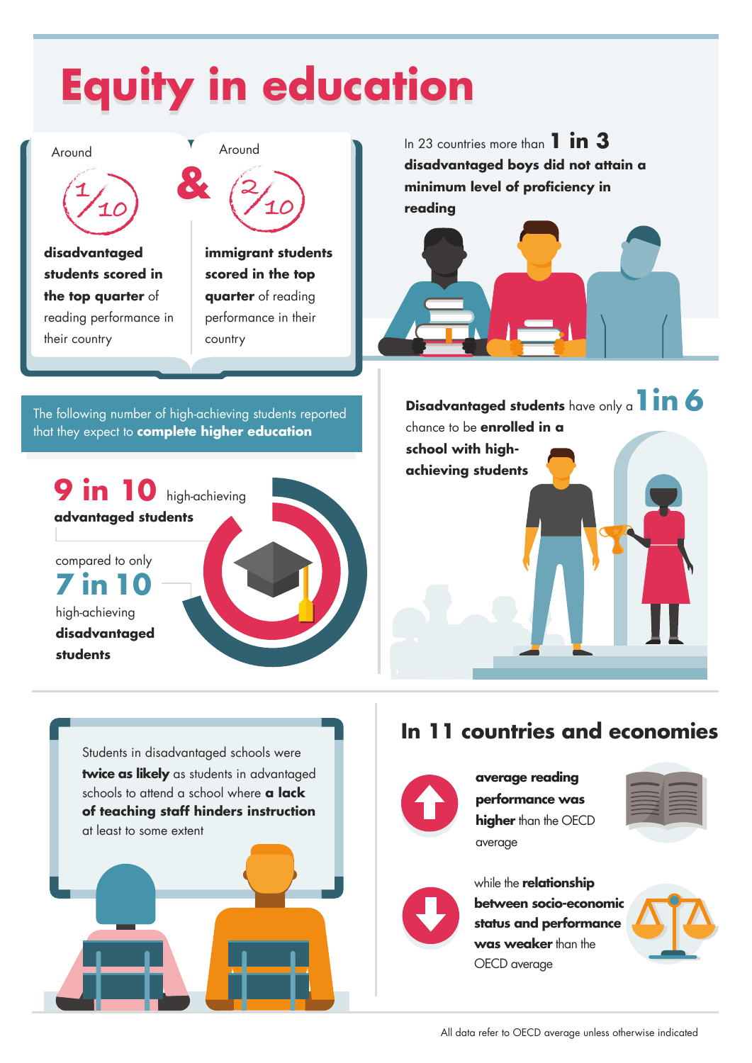# Equity in education

Around **1/10 disadvantaged students scored in the top quarter** of reading performance in their country

&

Around **2/10 immigrant students scored in the top quarter** of reading performance in their country

In 23 countries more than **1 in 3 disadvantaged boys did not attain a minimum level of proficiency in reading**

The following number of high-achieving students reported that they expect to **complete higher education**

**9 in 10** high-achieving **advantaged students**

compared to only **7 in 10** high-achieving **disadvantaged students**

**Disadvantaged students** have only a **1 in 6** chance to be **enrolled in a school with high-achieving students**

Students in disadvantaged schools were **twice as likely** as students in advantaged schools to attend a school where **a lack of teaching staff hinders instruction** at least to some extent

## In 11 countries and economies

**average reading performance was higher** than the OECD average

while the **relationship between socio-economic status and performance was weaker** than the OECD average

All data refer to OECD average unless otherwise indicated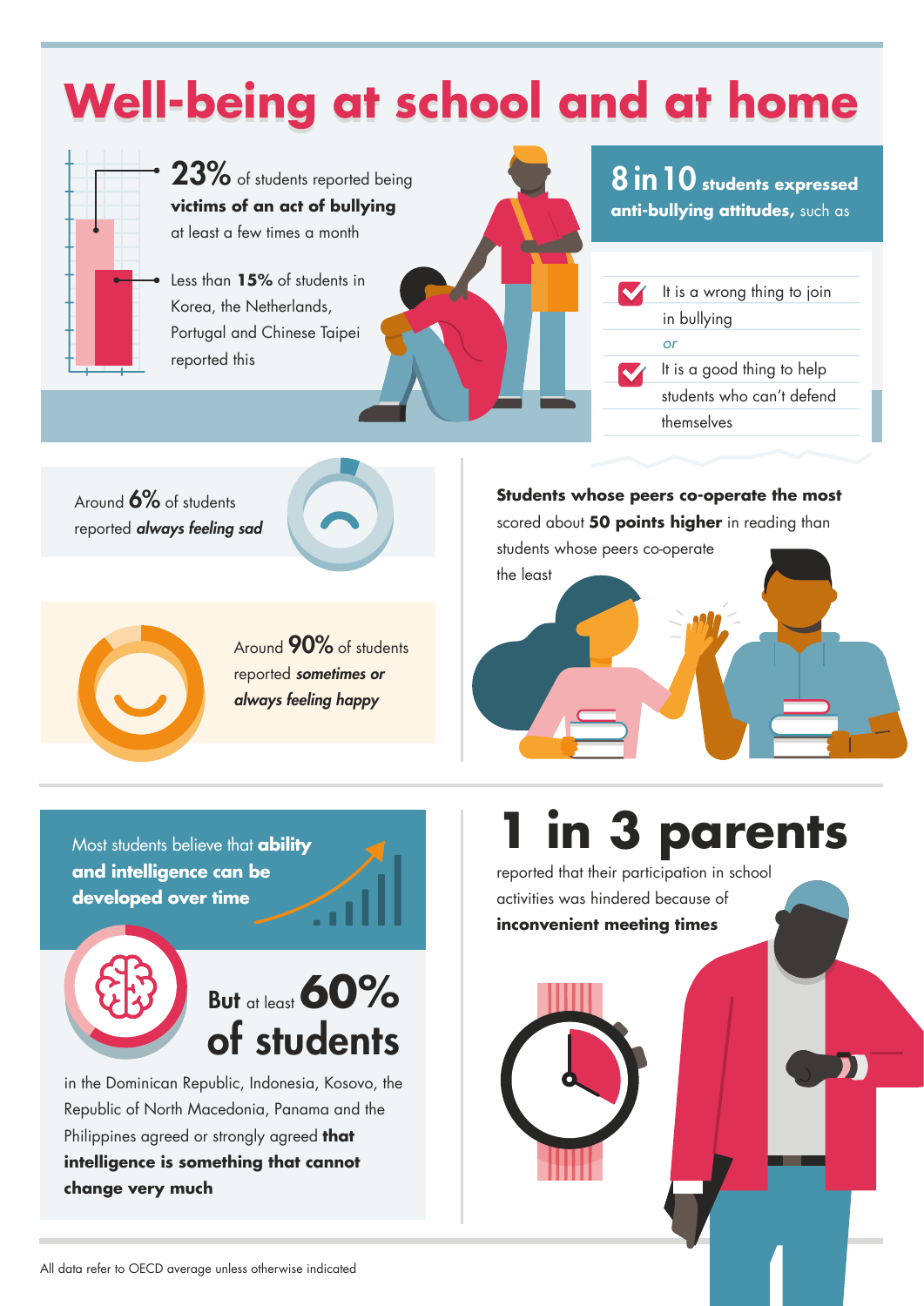# Well-being at school and at home

**23%** of students reported being **victims of an act of bullying** at least a few times a month

Less than **15%** of students in Korea, the Netherlands, Portugal and Chinese Taipei reported this

**8 in 10 students expressed anti-bullying attitudes,** such as

- It is a wrong thing to join in bullying

*or*

- It is a good thing to help students who can't defend themselves

Around **6%** of students reported ***always feeling sad***

Around **90%** of students reported ***sometimes or always feeling happy***

**Students whose peers co-operate the most** scored about **50 points higher** in reading than students whose peers co-operate the least

Most students believe that **ability and intelligence can be developed over time**

**But** at least **60% of students**

in the Dominican Republic, Indonesia, Kosovo, the Republic of North Macedonia, Panama and the Philippines agreed or strongly agreed **that intelligence is something that cannot change very much**

# 1 in 3 parents

reported that their participation in school activities was hindered because of **inconvenient meeting times**

All data refer to OECD average unless otherwise indicated